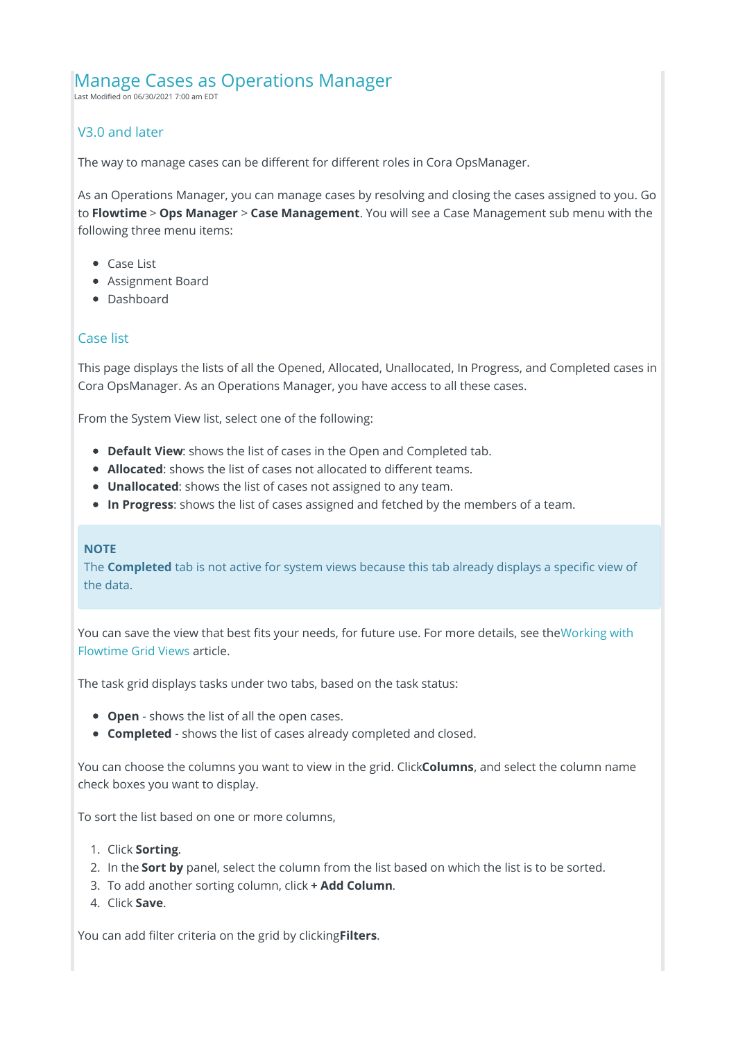# Manage Cases as Operations Manager

Last Modified on 06/30/2021 7:00 am EDT

## V3.0 and later

The way to manage cases can be different for different roles in Cora OpsManager.

As an Operations Manager, you can manage cases by resolving and closing the cases assigned to you. Go to **Flowtime** > **Ops Manager** > **Case Management**. You will see a Case Management sub menu with the following three menu items:

- Case List
- Assignment Board
- Dashboard

## Case list

This page displays the lists of all the Opened, Allocated, Unallocated, In Progress, and Completed cases in Cora OpsManager. As an Operations Manager, you have access to all these cases.

From the System View list, select one of the following:

- **Default View**: shows the list of cases in the Open and Completed tab.
- **Allocated**: shows the list of cases not allocated to different teams.
- **Unallocated**: shows the list of cases not assigned to any team.
- **In Progress**: shows the list of cases assigned and fetched by the members of a team.

> **NOTE**
> The **Completed** tab is not active for system views because this tab already displays a specific view of the data.

You can save the view that best fits your needs, for future use. For more details, see theWorking with Flowtime Grid Views article.

The task grid displays tasks under two tabs, based on the task status:

- **Open** - shows the list of all the open cases.
- **Completed** - shows the list of cases already completed and closed.

You can choose the columns you want to view in the grid. Click**Columns**, and select the column name check boxes you want to display.

To sort the list based on one or more columns,

1. Click **Sorting**.
2. In the **Sort by** panel, select the column from the list based on which the list is to be sorted.
3. To add another sorting column, click **+ Add Column**.
4. Click **Save**.

You can add filter criteria on the grid by clicking**Filters**.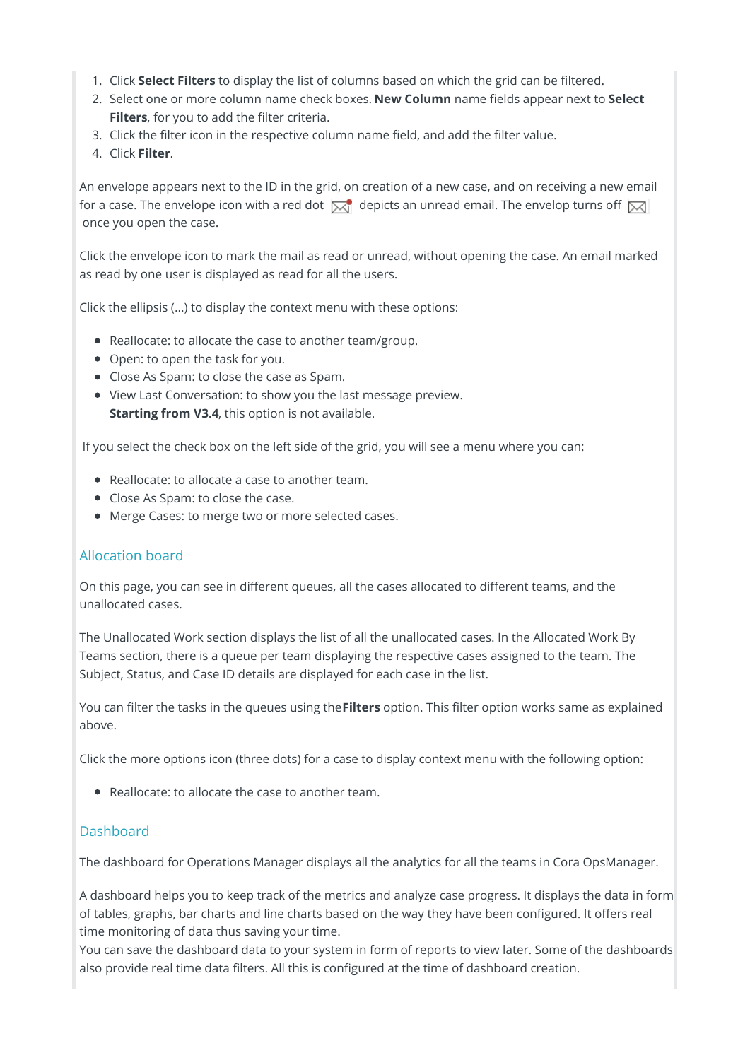1. Click **Select Filters** to display the list of columns based on which the grid can be filtered.
2. Select one or more column name check boxes. **New Column** name fields appear next to **Select Filters**, for you to add the filter criteria.
3. Click the filter icon in the respective column name field, and add the filter value.
4. Click **Filter**.

An envelope appears next to the ID in the grid, on creation of a new case, and on receiving a new email for a case. The envelope icon with a red dot depicts an unread email. The envelop turns off once you open the case.

Click the envelope icon to mark the mail as read or unread, without opening the case. An email marked as read by one user is displayed as read for all the users.

Click the ellipsis (...) to display the context menu with these options:

- Reallocate: to allocate the case to another team/group.
- Open: to open the task for you.
- Close As Spam: to close the case as Spam.
- View Last Conversation: to show you the last message preview.
  **Starting from V3.4**, this option is not available.

If you select the check box on the left side of the grid, you will see a menu where you can:

- Reallocate: to allocate a case to another team.
- Close As Spam: to close the case.
- Merge Cases: to merge two or more selected cases.

## Allocation board

On this page, you can see in different queues, all the cases allocated to different teams, and the unallocated cases.

The Unallocated Work section displays the list of all the unallocated cases. In the Allocated Work By Teams section, there is a queue per team displaying the respective cases assigned to the team. The Subject, Status, and Case ID details are displayed for each case in the list.

You can filter the tasks in the queues using the **Filters** option. This filter option works same as explained above.

Click the more options icon (three dots) for a case to display context menu with the following option:

- Reallocate: to allocate the case to another team.

## Dashboard

The dashboard for Operations Manager displays all the analytics for all the teams in Cora OpsManager.

A dashboard helps you to keep track of the metrics and analyze case progress. It displays the data in form of tables, graphs, bar charts and line charts based on the way they have been configured. It offers real time monitoring of data thus saving your time.
You can save the dashboard data to your system in form of reports to view later. Some of the dashboards also provide real time data filters. All this is configured at the time of dashboard creation.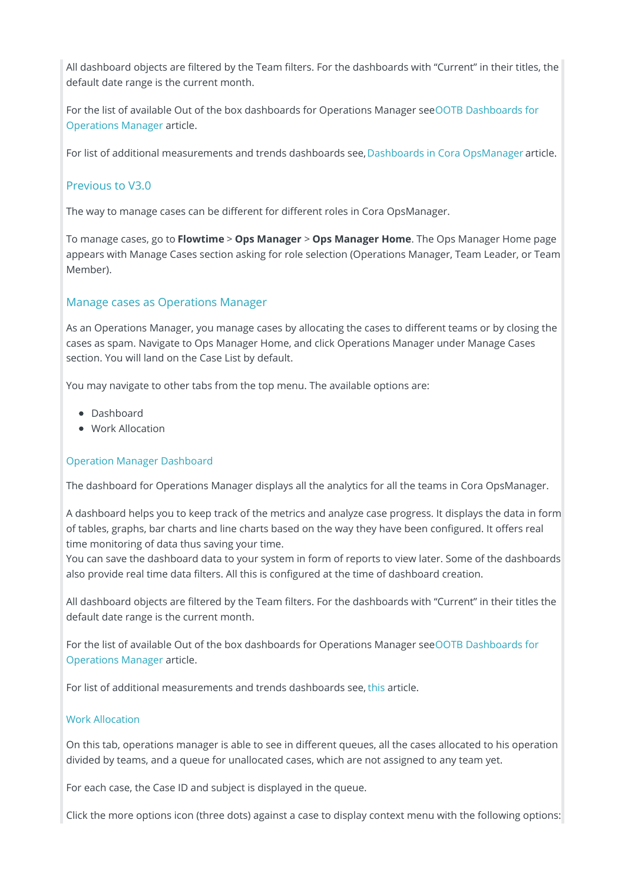All dashboard objects are filtered by the Team filters. For the dashboards with “Current” in their titles, the default date range is the current month.

For the list of available Out of the box dashboards for Operations Manager seeOOTB Dashboards for Operations Manager article.

For list of additional measurements and trends dashboards see, Dashboards in Cora OpsManager article.

## Previous to V3.0

The way to manage cases can be different for different roles in Cora OpsManager.

To manage cases, go to **Flowtime** > **Ops Manager** > **Ops Manager Home**. The Ops Manager Home page appears with Manage Cases section asking for role selection (Operations Manager, Team Leader, or Team Member).

### Manage cases as Operations Manager

As an Operations Manager, you manage cases by allocating the cases to different teams or by closing the cases as spam. Navigate to Ops Manager Home, and click Operations Manager under Manage Cases section. You will land on the Case List by default.

You may navigate to other tabs from the top menu. The available options are:

- Dashboard
- Work Allocation

#### Operation Manager Dashboard

The dashboard for Operations Manager displays all the analytics for all the teams in Cora OpsManager.

A dashboard helps you to keep track of the metrics and analyze case progress. It displays the data in form of tables, graphs, bar charts and line charts based on the way they have been configured. It offers real time monitoring of data thus saving your time.
You can save the dashboard data to your system in form of reports to view later. Some of the dashboards also provide real time data filters. All this is configured at the time of dashboard creation.

All dashboard objects are filtered by the Team filters. For the dashboards with “Current” in their titles the default date range is the current month.

For the list of available Out of the box dashboards for Operations Manager seeOOTB Dashboards for Operations Manager article.

For list of additional measurements and trends dashboards see, this article.

#### Work Allocation

On this tab, operations manager is able to see in different queues, all the cases allocated to his operation divided by teams, and a queue for unallocated cases, which are not assigned to any team yet.

For each case, the Case ID and subject is displayed in the queue.

Click the more options icon (three dots) against a case to display context menu with the following options: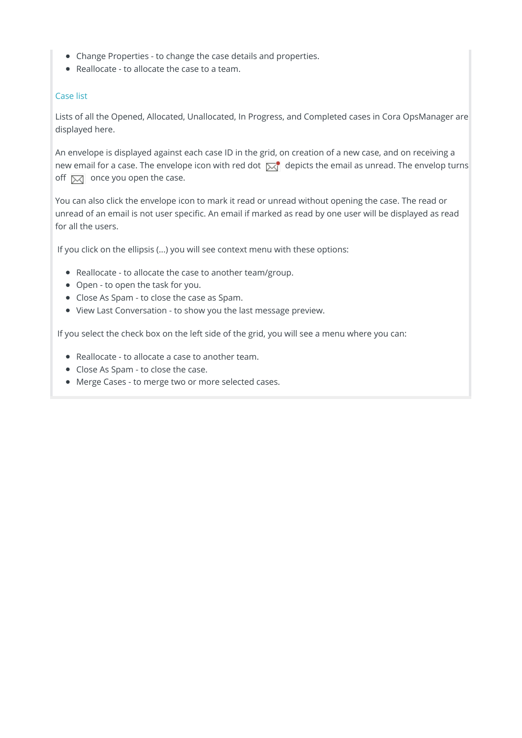- Change Properties - to change the case details and properties.
- Reallocate - to allocate the case to a team.

### Case list

Lists of all the Opened, Allocated, Unallocated, In Progress, and Completed cases in Cora OpsManager are displayed here.

An envelope is displayed against each case ID in the grid, on creation of a new case, and on receiving a new email for a case. The envelope icon with red dot depicts the email as unread. The envelop turns off once you open the case.

You can also click the envelope icon to mark it read or unread without opening the case. The read or unread of an email is not user specific. An email if marked as read by one user will be displayed as read for all the users.

If you click on the ellipsis (...) you will see context menu with these options:

- Reallocate - to allocate the case to another team/group.
- Open - to open the task for you.
- Close As Spam - to close the case as Spam.
- View Last Conversation - to show you the last message preview.

If you select the check box on the left side of the grid, you will see a menu where you can:

- Reallocate - to allocate a case to another team.
- Close As Spam - to close the case.
- Merge Cases - to merge two or more selected cases.